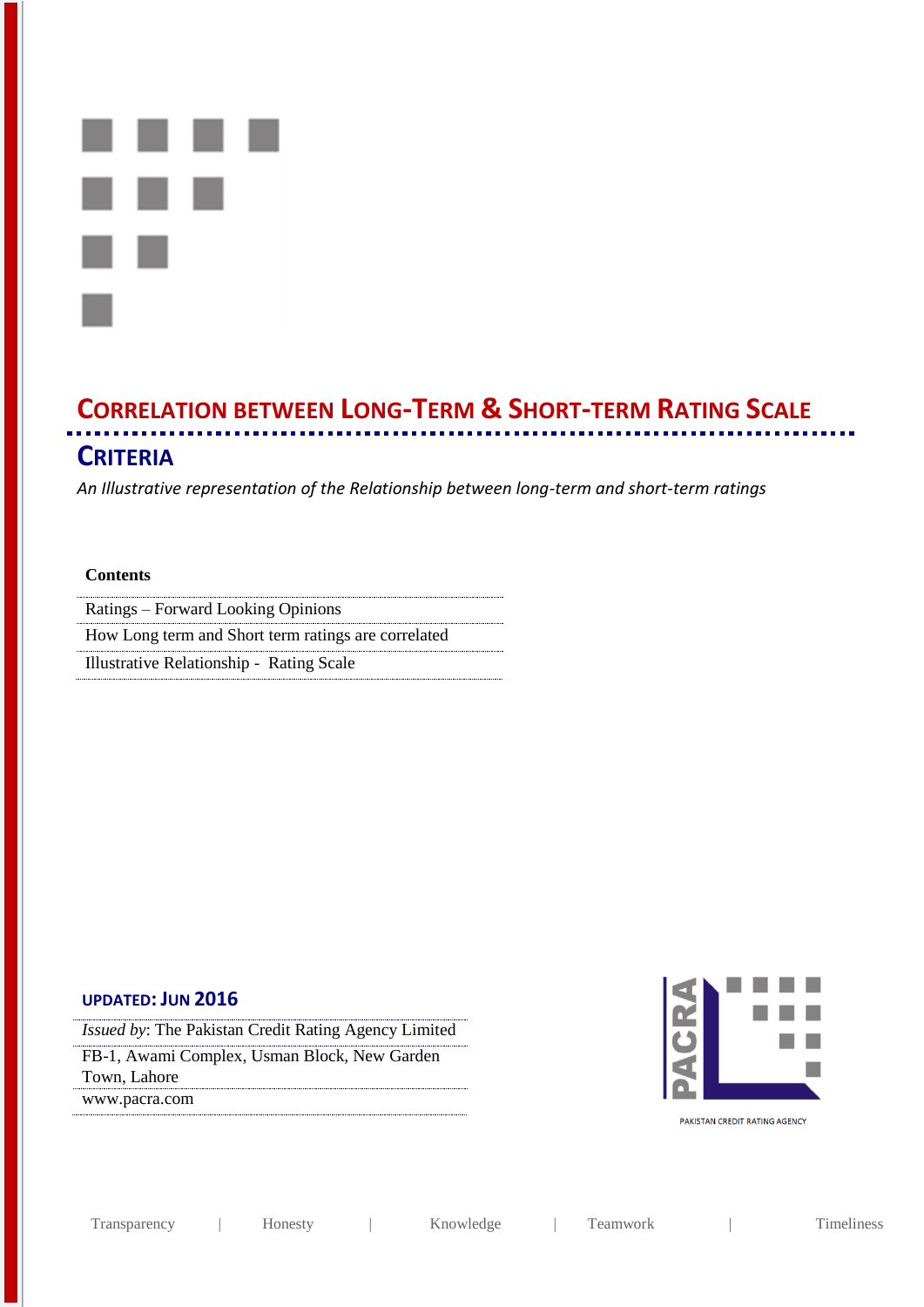# CORRELATION BETWEEN LONG-TERM & SHORT-TERM RATING SCALE

## CRITERIA

*An Illustrative representation of the Relationship between long-term and short-term ratings*

**Contents**

- Ratings – Forward Looking Opinions
- How Long term and Short term ratings are correlated
- Illustrative Relationship - Rating Scale

**UPDATED: JUN 2016**

*Issued by*: The Pakistan Credit Rating Agency Limited

FB-1, Awami Complex, Usman Block, New Garden Town, Lahore

www.pacra.com

PACRA

PAKISTAN CREDIT RATING AGENCY

Transparency | Honesty | Knowledge | Teamwork | Timeliness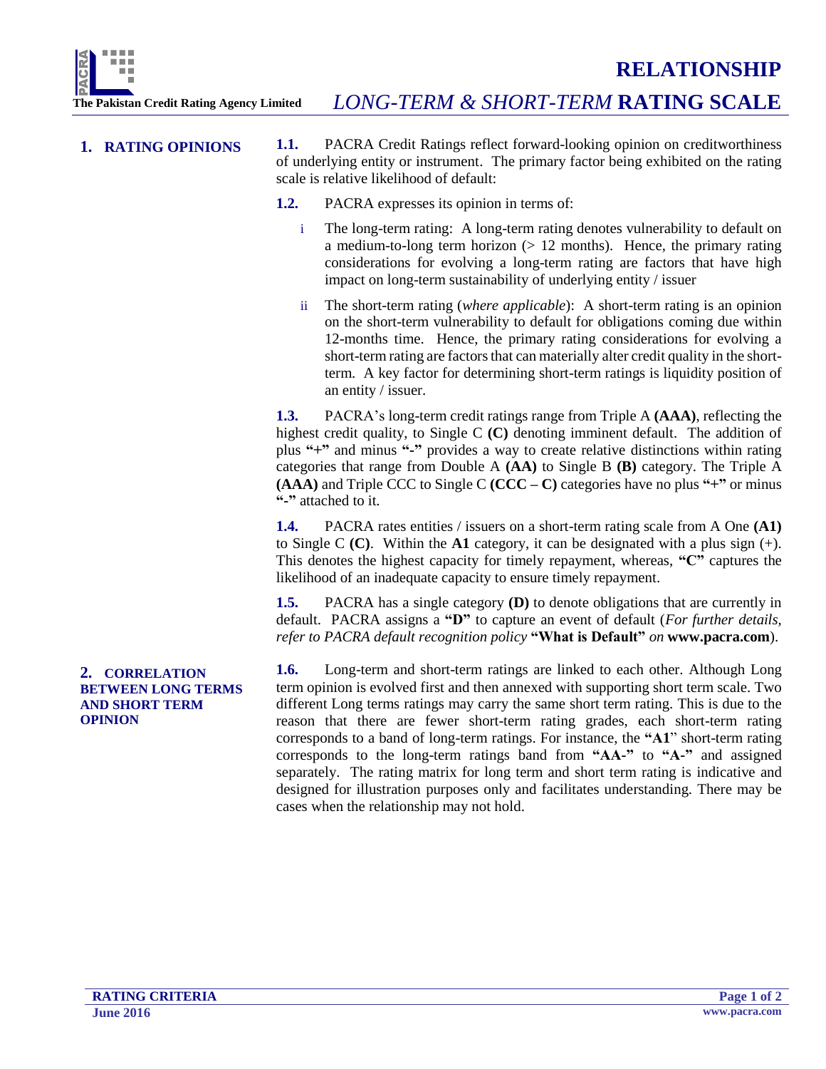# RELATIONSHIP

## *LONG-TERM & SHORT-TERM* RATING SCALE

## 1. RATING OPINIONS

**1.1.** PACRA Credit Ratings reflect forward-looking opinion on creditworthiness of underlying entity or instrument. The primary factor being exhibited on the rating scale is relative likelihood of default:

**1.2.** PACRA expresses its opinion in terms of:

i. The long-term rating: A long-term rating denotes vulnerability to default on a medium-to-long term horizon (> 12 months). Hence, the primary rating considerations for evolving a long-term rating are factors that have high impact on long-term sustainability of underlying entity / issuer

ii. The short-term rating (*where applicable*): A short-term rating is an opinion on the short-term vulnerability to default for obligations coming due within 12-months time. Hence, the primary rating considerations for evolving a short-term rating are factors that can materially alter credit quality in the short-term. A key factor for determining short-term ratings is liquidity position of an entity / issuer.

**1.3.** PACRA's long-term credit ratings range from Triple A **(AAA)**, reflecting the highest credit quality, to Single C **(C)** denoting imminent default. The addition of plus **"+"** and minus **"-"** provides a way to create relative distinctions within rating categories that range from Double A **(AA)** to Single B **(B)** category. The Triple A **(AAA)** and Triple CCC to Single C **(CCC – C)** categories have no plus **"+"** or minus **"-"** attached to it.

**1.4.** PACRA rates entities / issuers on a short-term rating scale from A One **(A1)** to Single C **(C)**. Within the **A1** category, it can be designated with a plus sign (+). This denotes the highest capacity for timely repayment, whereas, **"C"** captures the likelihood of an inadequate capacity to ensure timely repayment.

**1.5.** PACRA has a single category **(D)** to denote obligations that are currently in default. PACRA assigns a **"D"** to capture an event of default (*For further details, refer to PACRA default recognition policy* **"What is Default"** *on* **www.pacra.com**).

## 2. CORRELATION BETWEEN LONG TERMS AND SHORT TERM OPINION

**1.6.** Long-term and short-term ratings are linked to each other. Although Long term opinion is evolved first and then annexed with supporting short term scale. Two different Long terms ratings may carry the same short term rating. This is due to the reason that there are fewer short-term rating grades, each short-term rating corresponds to a band of long-term ratings. For instance, the **"A1"** short-term rating corresponds to the long-term ratings band from **"AA-"** to **"A-"** and assigned separately. The rating matrix for long term and short term rating is indicative and designed for illustration purposes only and facilitates understanding. There may be cases when the relationship may not hold.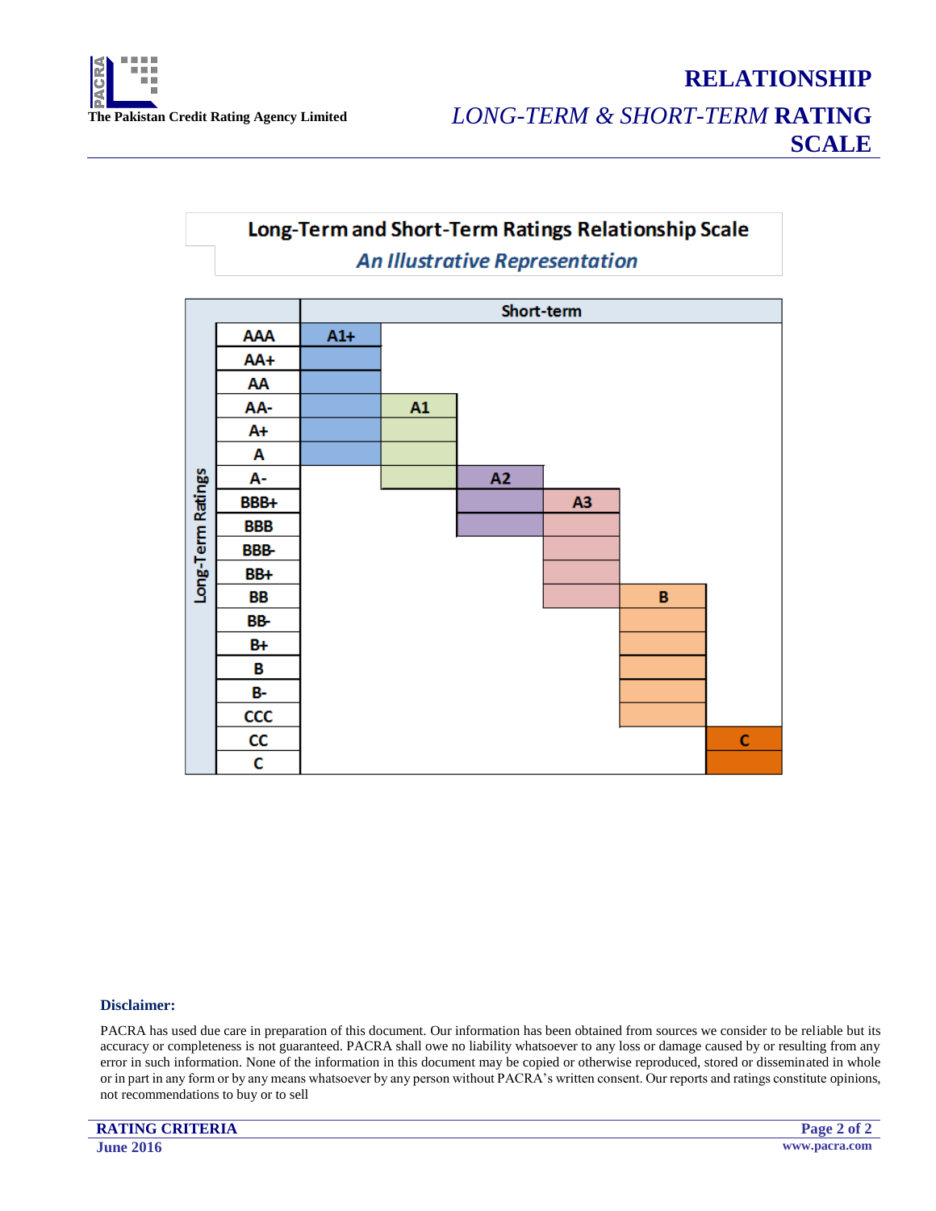## Long-Term and Short-Term Ratings Relationship Scale

*An Illustrative Representation*

| Long-Term Ratings | Short-term |
|---|---|
| AAA | A1+ |
| AA+ | A1+ |
| AA | A1+ |
| AA- | A1+, A1 |
| A+ | A1+, A1 |
| A | A1+, A1 |
| A- | A1, A2 |
| BBB+ | A2, A3 |
| BBB | A2, A3 |
| BBB- | A3 |
| BB+ | A3 |
| BB | A3, B |
| BB- | B |
| B+ | B |
| B | B |
| B- | B |
| CCC | B |
| CC | C |
| C | C |

**Disclaimer:**

PACRA has used due care in preparation of this document. Our information has been obtained from sources we consider to be reliable but its accuracy or completeness is not guaranteed. PACRA shall owe no liability whatsoever to any loss or damage caused by or resulting from any error in such information. None of the information in this document may be copied or otherwise reproduced, stored or disseminated in whole or in part in any form or by any means whatsoever by any person without PACRA's written consent. Our reports and ratings constitute opinions, not recommendations to buy or to sell